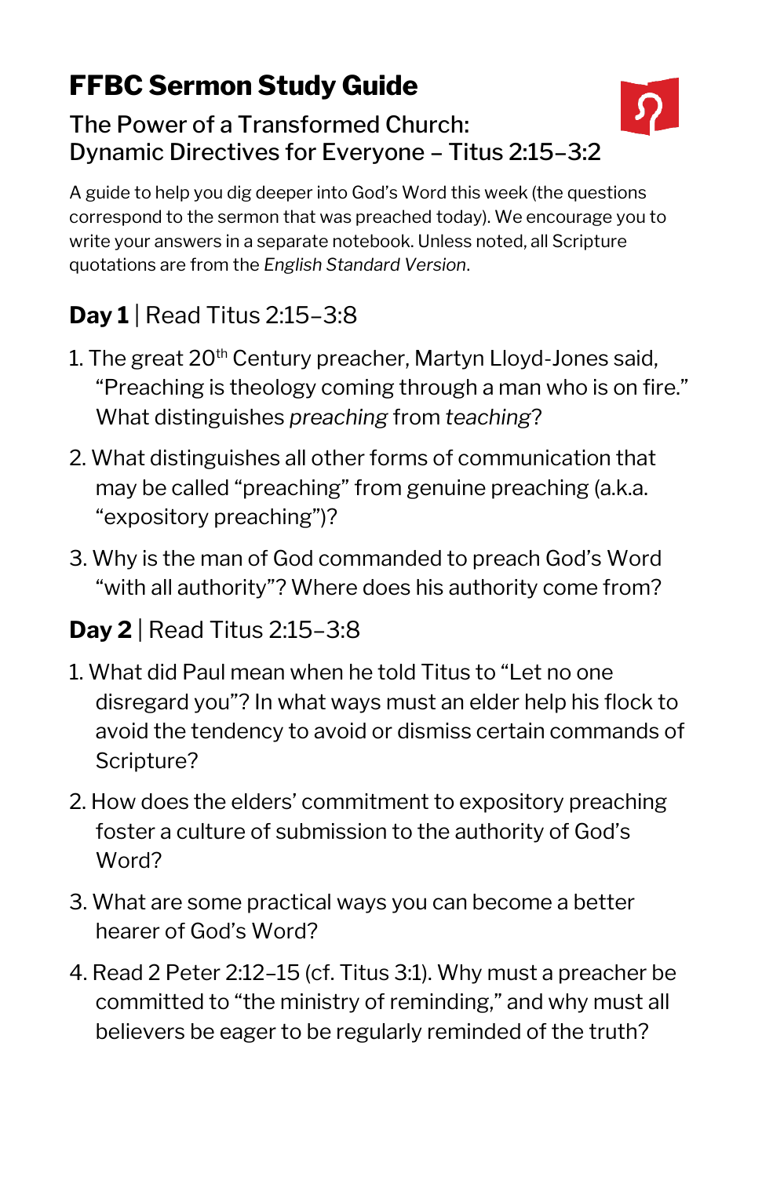# FFBC Sermon Study Guide

## The Power of a Transformed Church: Dynamic Directives for Everyone – Titus 2:15–3:2

A guide to help you dig deeper into God's Word this week (the questions correspond to the sermon that was preached today). We encourage you to write your answers in a separate notebook. Unless noted, all Scripture quotations are from the *English Standard Version*.

### **Day 1** | Read Titus 2:15–3:8

1. The great 20th Century preacher, Martyn Lloyd-Jones said, "Preaching is theology coming through a man who is on fire." What distinguishes *preaching* from *teaching*?
2. What distinguishes all other forms of communication that may be called "preaching" from genuine preaching (a.k.a. "expository preaching")?
3. Why is the man of God commanded to preach God's Word "with all authority"? Where does his authority come from?

### **Day 2** | Read Titus 2:15–3:8

1. What did Paul mean when he told Titus to "Let no one disregard you"? In what ways must an elder help his flock to avoid the tendency to avoid or dismiss certain commands of Scripture?
2. How does the elders' commitment to expository preaching foster a culture of submission to the authority of God's Word?
3. What are some practical ways you can become a better hearer of God's Word?
4. Read 2 Peter 2:12–15 (cf. Titus 3:1). Why must a preacher be committed to "the ministry of reminding," and why must all believers be eager to be regularly reminded of the truth?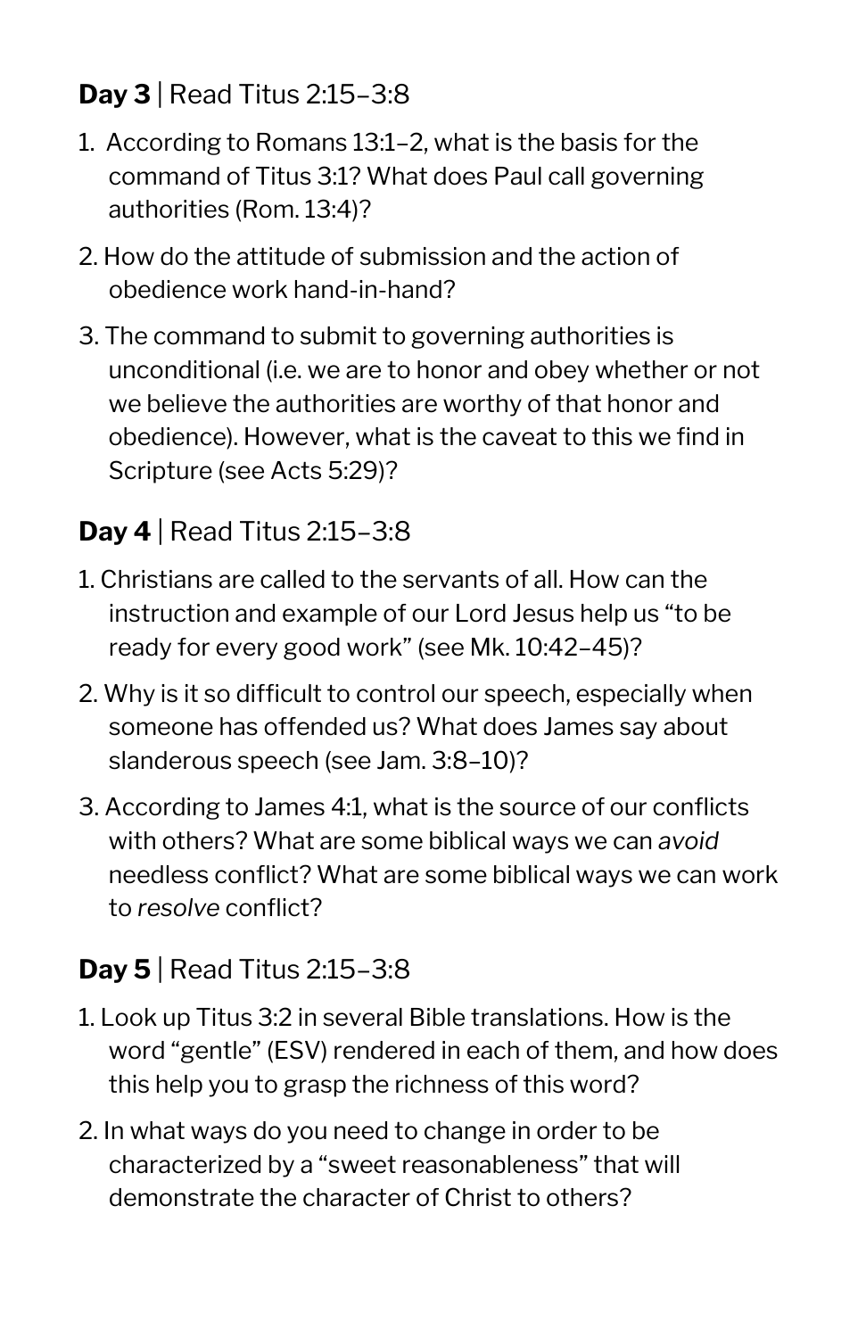**Day 3** | Read Titus 2:15–3:8

1. According to Romans 13:1–2, what is the basis for the command of Titus 3:1? What does Paul call governing authorities (Rom. 13:4)?
2. How do the attitude of submission and the action of obedience work hand-in-hand?
3. The command to submit to governing authorities is unconditional (i.e. we are to honor and obey whether or not we believe the authorities are worthy of that honor and obedience). However, what is the caveat to this we find in Scripture (see Acts 5:29)?

**Day 4** | Read Titus 2:15–3:8

1. Christians are called to the servants of all. How can the instruction and example of our Lord Jesus help us "to be ready for every good work" (see Mk. 10:42–45)?
2. Why is it so difficult to control our speech, especially when someone has offended us? What does James say about slanderous speech (see Jam. 3:8–10)?
3. According to James 4:1, what is the source of our conflicts with others? What are some biblical ways we can *avoid* needless conflict? What are some biblical ways we can work to *resolve* conflict?

**Day 5** | Read Titus 2:15–3:8

1. Look up Titus 3:2 in several Bible translations. How is the word "gentle" (ESV) rendered in each of them, and how does this help you to grasp the richness of this word?
2. In what ways do you need to change in order to be characterized by a "sweet reasonableness" that will demonstrate the character of Christ to others?